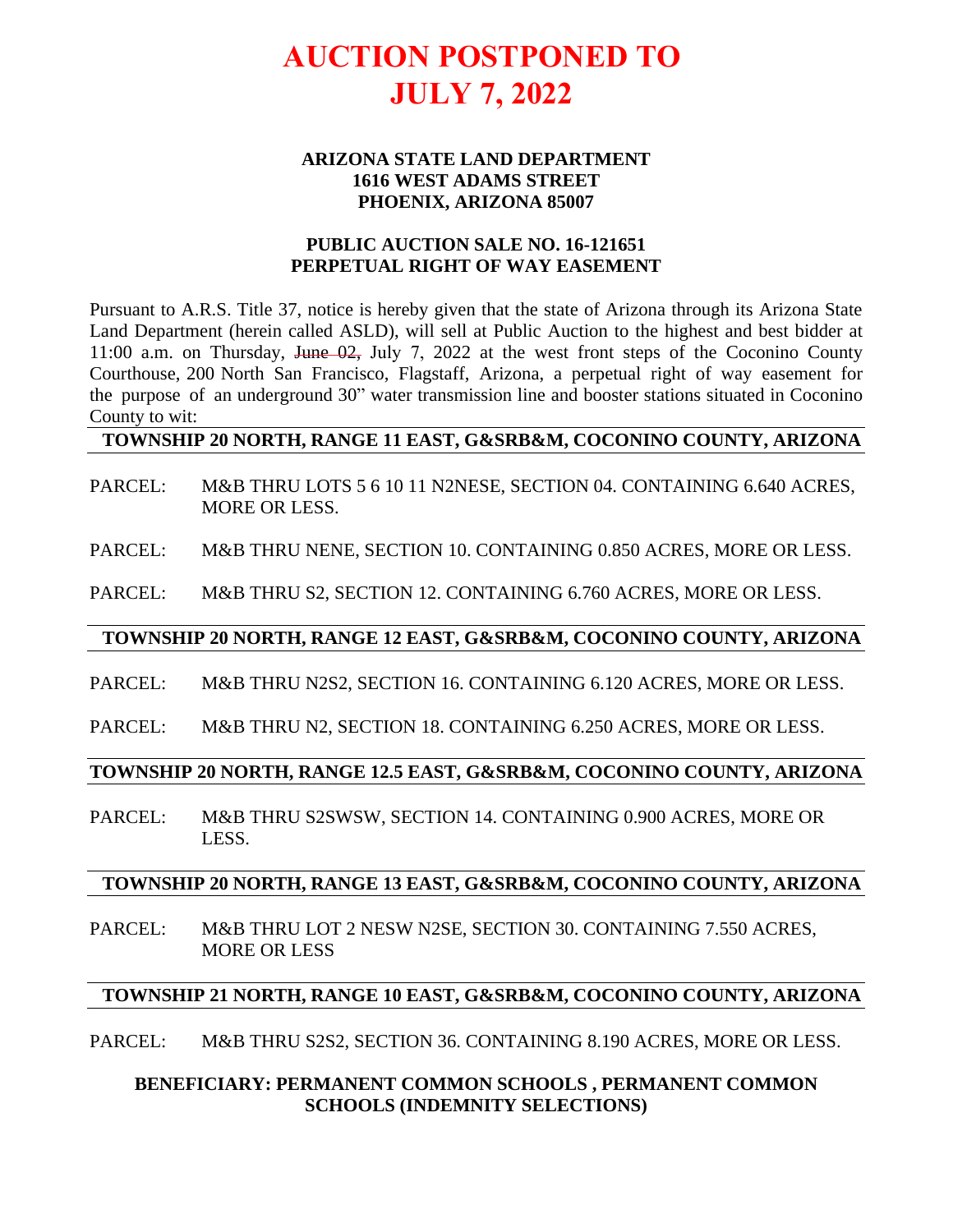# AUCTION POSTPONED TO JULY 7, 2022

**ARIZONA STATE LAND DEPARTMENT**
**1616 WEST ADAMS STREET**
**PHOENIX, ARIZONA 85007**

**PUBLIC AUCTION SALE NO. 16-121651**
**PERPETUAL RIGHT OF WAY EASEMENT**

Pursuant to A.R.S. Title 37, notice is hereby given that the state of Arizona through its Arizona State Land Department (herein called ASLD), will sell at Public Auction to the highest and best bidder at 11:00 a.m. on Thursday, ~~June 02,~~ July 7, 2022 at the west front steps of the Coconino County Courthouse, 200 North San Francisco, Flagstaff, Arizona, a perpetual right of way easement for the purpose of an underground 30" water transmission line and booster stations situated in Coconino County to wit:

**TOWNSHIP 20 NORTH, RANGE 11 EAST, G&SRB&M, COCONINO COUNTY, ARIZONA**

PARCEL: M&B THRU LOTS 5 6 10 11 N2NESE, SECTION 04. CONTAINING 6.640 ACRES, MORE OR LESS.

PARCEL: M&B THRU NENE, SECTION 10. CONTAINING 0.850 ACRES, MORE OR LESS.

PARCEL: M&B THRU S2, SECTION 12. CONTAINING 6.760 ACRES, MORE OR LESS.

**TOWNSHIP 20 NORTH, RANGE 12 EAST, G&SRB&M, COCONINO COUNTY, ARIZONA**

PARCEL: M&B THRU N2S2, SECTION 16. CONTAINING 6.120 ACRES, MORE OR LESS.

PARCEL: M&B THRU N2, SECTION 18. CONTAINING 6.250 ACRES, MORE OR LESS.

**TOWNSHIP 20 NORTH, RANGE 12.5 EAST, G&SRB&M, COCONINO COUNTY, ARIZONA**

PARCEL: M&B THRU S2SWSW, SECTION 14. CONTAINING 0.900 ACRES, MORE OR LESS.

**TOWNSHIP 20 NORTH, RANGE 13 EAST, G&SRB&M, COCONINO COUNTY, ARIZONA**

PARCEL: M&B THRU LOT 2 NESW N2SE, SECTION 30. CONTAINING 7.550 ACRES, MORE OR LESS

**TOWNSHIP 21 NORTH, RANGE 10 EAST, G&SRB&M, COCONINO COUNTY, ARIZONA**

PARCEL: M&B THRU S2S2, SECTION 36. CONTAINING 8.190 ACRES, MORE OR LESS.

**BENEFICIARY: PERMANENT COMMON SCHOOLS , PERMANENT COMMON SCHOOLS (INDEMNITY SELECTIONS)**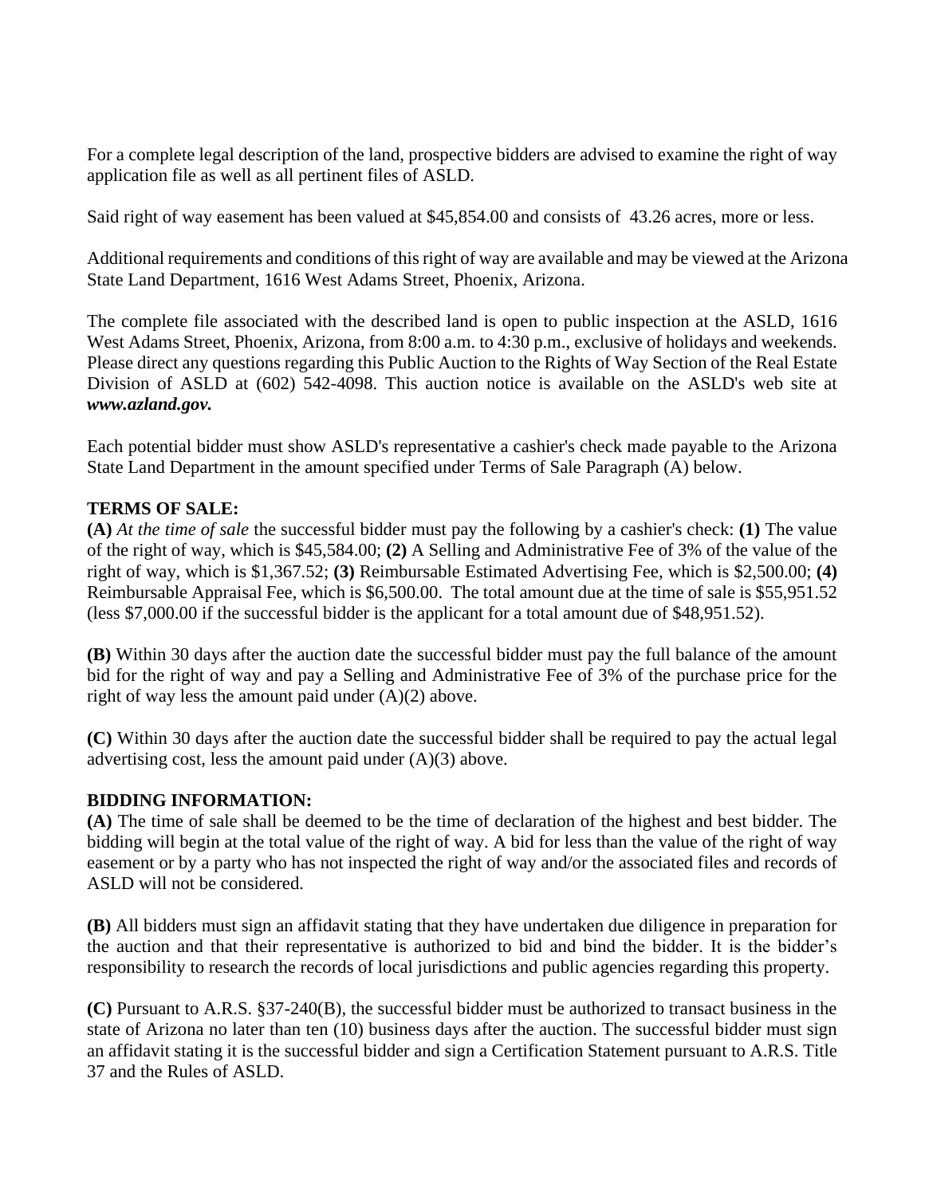For a complete legal description of the land, prospective bidders are advised to examine the right of way application file as well as all pertinent files of ASLD.

Said right of way easement has been valued at $45,854.00 and consists of 43.26 acres, more or less.

Additional requirements and conditions of this right of way are available and may be viewed at the Arizona State Land Department, 1616 West Adams Street, Phoenix, Arizona.

The complete file associated with the described land is open to public inspection at the ASLD, 1616 West Adams Street, Phoenix, Arizona, from 8:00 a.m. to 4:30 p.m., exclusive of holidays and weekends. Please direct any questions regarding this Public Auction to the Rights of Way Section of the Real Estate Division of ASLD at (602) 542-4098. This auction notice is available on the ASLD's web site at ***www.azland.gov.***

Each potential bidder must show ASLD's representative a cashier's check made payable to the Arizona State Land Department in the amount specified under Terms of Sale Paragraph (A) below.

**TERMS OF SALE:**

**(A)** *At the time of sale* the successful bidder must pay the following by a cashier's check: **(1)** The value of the right of way, which is $45,584.00; **(2)** A Selling and Administrative Fee of 3% of the value of the right of way, which is $1,367.52; **(3)** Reimbursable Estimated Advertising Fee, which is $2,500.00; **(4)** Reimbursable Appraisal Fee, which is $6,500.00. The total amount due at the time of sale is $55,951.52 (less $7,000.00 if the successful bidder is the applicant for a total amount due of $48,951.52).

**(B)** Within 30 days after the auction date the successful bidder must pay the full balance of the amount bid for the right of way and pay a Selling and Administrative Fee of 3% of the purchase price for the right of way less the amount paid under (A)(2) above.

**(C)** Within 30 days after the auction date the successful bidder shall be required to pay the actual legal advertising cost, less the amount paid under (A)(3) above.

**BIDDING INFORMATION:**

**(A)** The time of sale shall be deemed to be the time of declaration of the highest and best bidder. The bidding will begin at the total value of the right of way. A bid for less than the value of the right of way easement or by a party who has not inspected the right of way and/or the associated files and records of ASLD will not be considered.

**(B)** All bidders must sign an affidavit stating that they have undertaken due diligence in preparation for the auction and that their representative is authorized to bid and bind the bidder. It is the bidder's responsibility to research the records of local jurisdictions and public agencies regarding this property.

**(C)** Pursuant to A.R.S. §37-240(B), the successful bidder must be authorized to transact business in the state of Arizona no later than ten (10) business days after the auction. The successful bidder must sign an affidavit stating it is the successful bidder and sign a Certification Statement pursuant to A.R.S. Title 37 and the Rules of ASLD.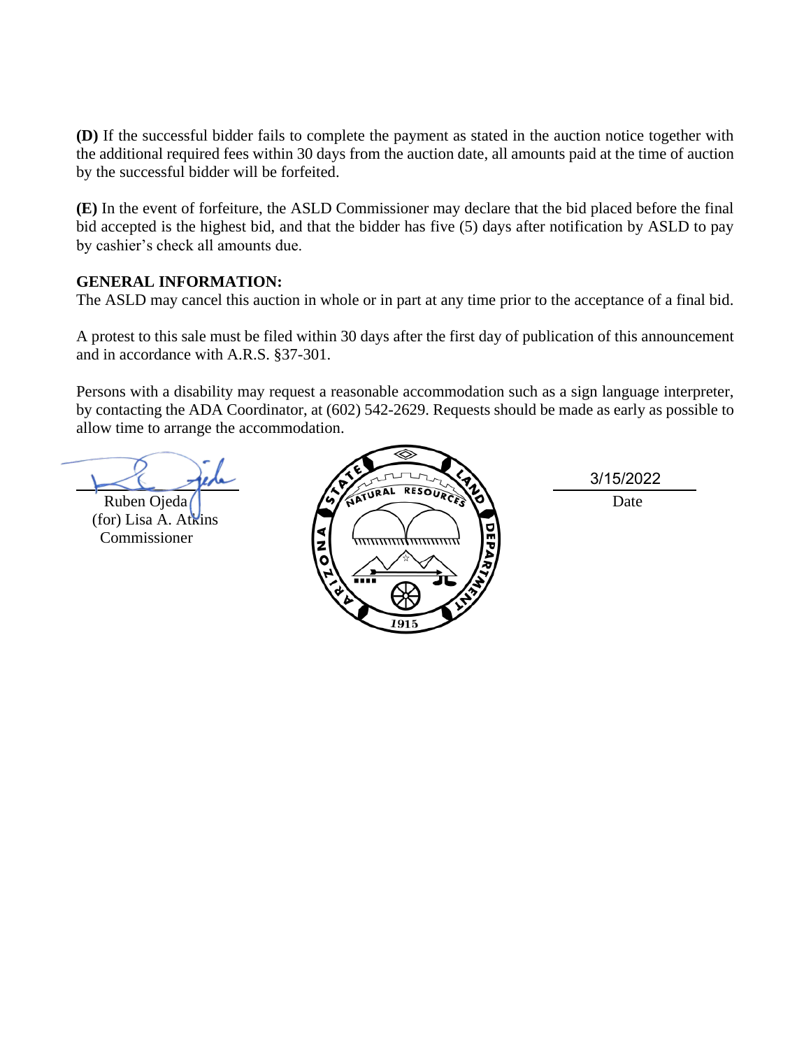**(D)** If the successful bidder fails to complete the payment as stated in the auction notice together with the additional required fees within 30 days from the auction date, all amounts paid at the time of auction by the successful bidder will be forfeited.

**(E)** In the event of forfeiture, the ASLD Commissioner may declare that the bid placed before the final bid accepted is the highest bid, and that the bidder has five (5) days after notification by ASLD to pay by cashier's check all amounts due.

**GENERAL INFORMATION:**
The ASLD may cancel this auction in whole or in part at any time prior to the acceptance of a final bid.

A protest to this sale must be filed within 30 days after the first day of publication of this announcement and in accordance with A.R.S. §37-301.

Persons with a disability may request a reasonable accommodation such as a sign language interpreter, by contacting the ADA Coordinator, at (602) 542-2629. Requests should be made as early as possible to allow time to arrange the accommodation.

Ruben Ojeda
(for) Lisa A. Atkins
Commissioner

ARIZONA STATE LAND DEPARTMENT
NATURAL RESOURCES
1915

3/15/2022
Date